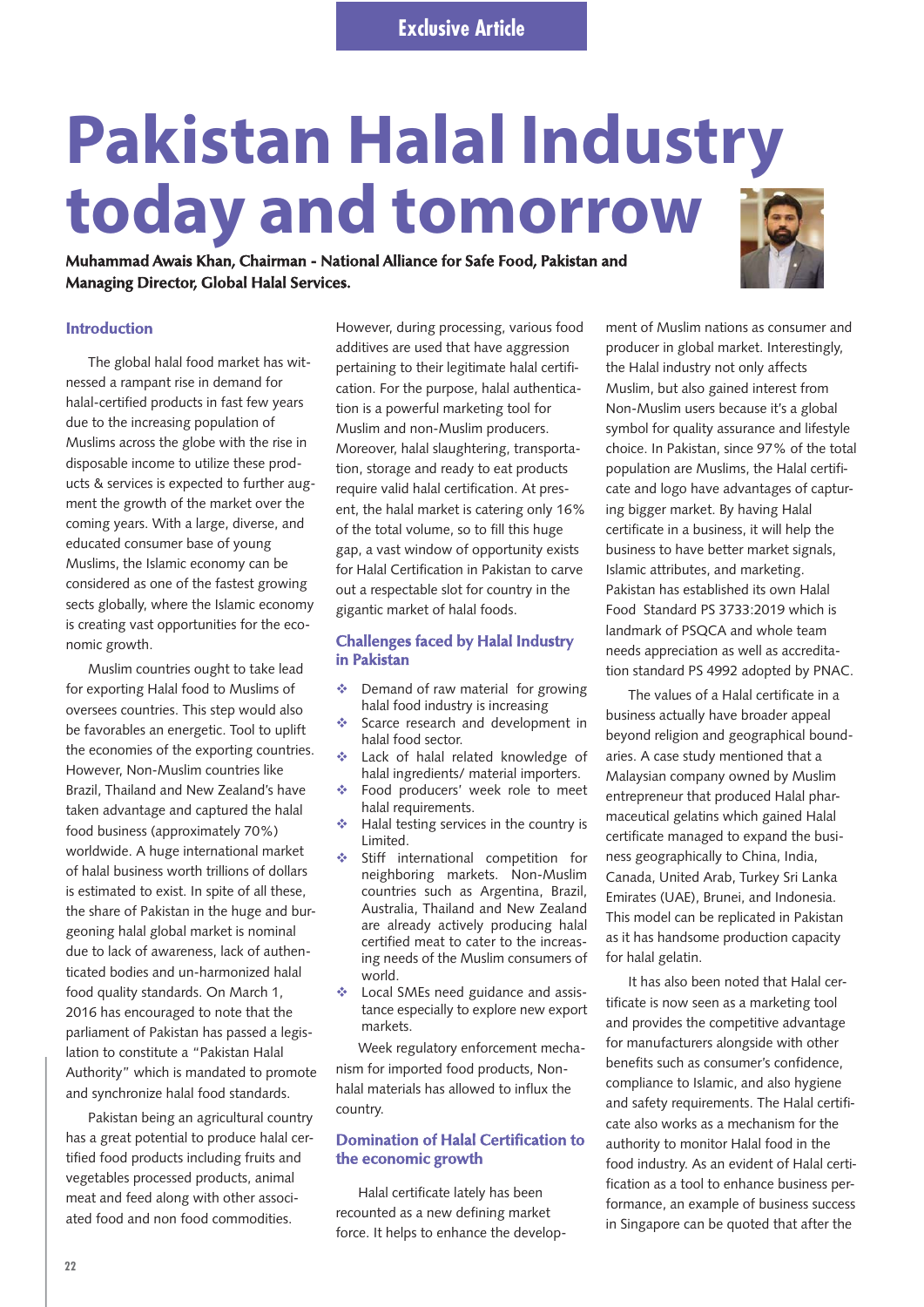Exclusive Article

# Pakistan Halal Industry today and tomorrow

**Muhammad Awais Khan, Chairman - National Alliance for Safe Food, Pakistan and Managing Director, Global Halal Services.**

## Introduction

The global halal food market has witnessed a rampant rise in demand for halal-certified products in fast few years due to the increasing population of Muslims across the globe with the rise in disposable income to utilize these products & services is expected to further augment the growth of the market over the coming years. With a large, diverse, and educated consumer base of young Muslims, the Islamic economy can be considered as one of the fastest growing sects globally, where the Islamic economy is creating vast opportunities for the economic growth.

Muslim countries ought to take lead for exporting Halal food to Muslims of oversees countries. This step would also be favorables an energetic. Tool to uplift the economies of the exporting countries. However, Non-Muslim countries like Brazil, Thailand and New Zealand's have taken advantage and captured the halal food business (approximately 70%) worldwide. A huge international market of halal business worth trillions of dollars is estimated to exist. In spite of all these, the share of Pakistan in the huge and burgeoning halal global market is nominal due to lack of awareness, lack of authenticated bodies and un-harmonized halal food quality standards. On March 1, 2016 has encouraged to note that the parliament of Pakistan has passed a legislation to constitute a "Pakistan Halal Authority" which is mandated to promote and synchronize halal food standards.

Pakistan being an agricultural country has a great potential to produce halal certified food products including fruits and vegetables processed products, animal meat and feed along with other associated food and non food commodities. However, during processing, various food additives are used that have aggression pertaining to their legitimate halal certification. For the purpose, halal authentication is a powerful marketing tool for Muslim and non-Muslim producers. Moreover, halal slaughtering, transportation, storage and ready to eat products require valid halal certification. At present, the halal market is catering only 16% of the total volume, so to fill this huge gap, a vast window of opportunity exists for Halal Certification in Pakistan to carve out a respectable slot for country in the gigantic market of halal foods.

## Challenges faced by Halal Industry in Pakistan

- Demand of raw material for growing halal food industry is increasing
- Scarce research and development in halal food sector.
- Lack of halal related knowledge of halal ingredients/ material importers.
- Food producers' week role to meet halal requirements.
- Halal testing services in the country is Limited.
- Stiff international competition for neighboring markets. Non-Muslim countries such as Argentina, Brazil, Australia, Thailand and New Zealand are already actively producing halal certified meat to cater to the increasing needs of the Muslim consumers of world.
- Local SMEs need guidance and assistance especially to explore new export markets.

Week regulatory enforcement mechanism for imported food products, Non-halal materials has allowed to influx the country.

## Domination of Halal Certification to the economic growth

Halal certificate lately has been recounted as a new defining market force. It helps to enhance the development of Muslim nations as consumer and producer in global market. Interestingly, the Halal industry not only affects Muslim, but also gained interest from Non-Muslim users because it's a global symbol for quality assurance and lifestyle choice. In Pakistan, since 97% of the total population are Muslims, the Halal certificate and logo have advantages of capturing bigger market. By having Halal certificate in a business, it will help the business to have better market signals, Islamic attributes, and marketing. Pakistan has established its own Halal Food Standard PS 3733:2019 which is landmark of PSQCA and whole team needs appreciation as well as accreditation standard PS 4992 adopted by PNAC.

The values of a Halal certificate in a business actually have broader appeal beyond religion and geographical boundaries. A case study mentioned that a Malaysian company owned by Muslim entrepreneur that produced Halal pharmaceutical gelatins which gained Halal certificate managed to expand the business geographically to China, India, Canada, United Arab, Turkey Sri Lanka Emirates (UAE), Brunei, and Indonesia. This model can be replicated in Pakistan as it has handsome production capacity for halal gelatin.

It has also been noted that Halal certificate is now seen as a marketing tool and provides the competitive advantage for manufacturers alongside with other benefits such as consumer's confidence, compliance to Islamic, and also hygiene and safety requirements. The Halal certificate also works as a mechanism for the authority to monitor Halal food in the food industry. As an evident of Halal certification as a tool to enhance business performance, an example of business success in Singapore can be quoted that after the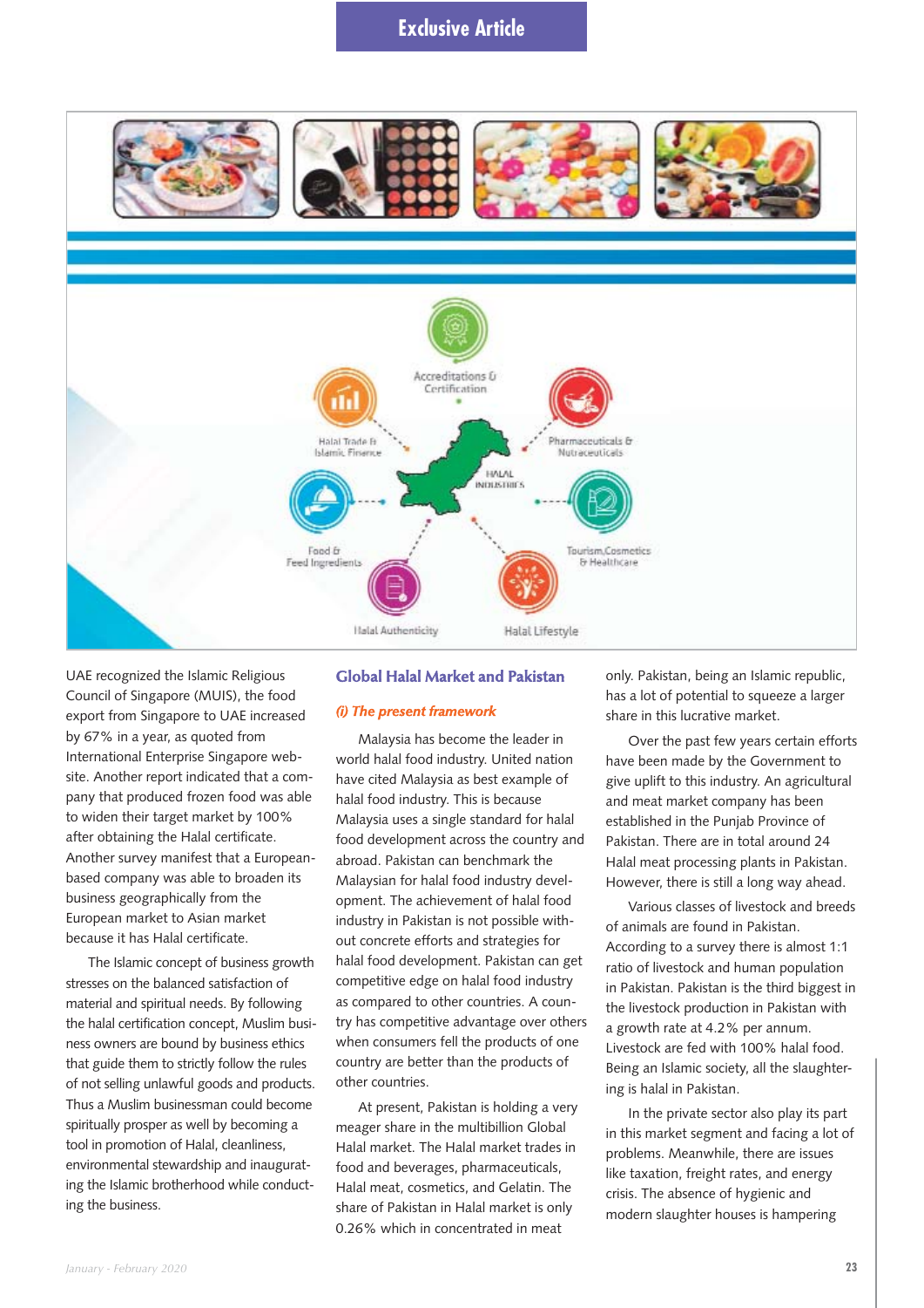UAE recognized the Islamic Religious Council of Singapore (MUIS), the food export from Singapore to UAE increased by 67% in a year, as quoted from International Enterprise Singapore website. Another report indicated that a company that produced frozen food was able to widen their target market by 100% after obtaining the Halal certificate. Another survey manifest that a European-based company was able to broaden its business geographically from the European market to Asian market because it has Halal certificate.

The Islamic concept of business growth stresses on the balanced satisfaction of material and spiritual needs. By following the halal certification concept, Muslim business owners are bound by business ethics that guide them to strictly follow the rules of not selling unlawful goods and products. Thus a Muslim businessman could become spiritually prosper as well by becoming a tool in promotion of Halal, cleanliness, environmental stewardship and inaugurating the Islamic brotherhood while conducting the business.

## Global Halal Market and Pakistan

### *(i) The present framework*

Malaysia has become the leader in world halal food industry. United nation have cited Malaysia as best example of halal food industry. This is because Malaysia uses a single standard for halal food development across the country and abroad. Pakistan can benchmark the Malaysian for halal food industry development. The achievement of halal food industry in Pakistan is not possible without concrete efforts and strategies for halal food development. Pakistan can get competitive edge on halal food industry as compared to other countries. A country has competitive advantage over others when consumers fell the products of one country are better than the products of other countries.

At present, Pakistan is holding a very meager share in the multibillion Global Halal market. The Halal market trades in food and beverages, pharmaceuticals, Halal meat, cosmetics, and Gelatin. The share of Pakistan in Halal market is only 0.26% which in concentrated in meat only. Pakistan, being an Islamic republic, has a lot of potential to squeeze a larger share in this lucrative market.

Over the past few years certain efforts have been made by the Government to give uplift to this industry. An agricultural and meat market company has been established in the Punjab Province of Pakistan. There are in total around 24 Halal meat processing plants in Pakistan. However, there is still a long way ahead.

Various classes of livestock and breeds of animals are found in Pakistan. According to a survey there is almost 1:1 ratio of livestock and human population in Pakistan. Pakistan is the third biggest in the livestock production in Pakistan with a growth rate at 4.2% per annum. Livestock are fed with 100% halal food. Being an Islamic society, all the slaughtering is halal in Pakistan.

In the private sector also play its part in this market segment and facing a lot of problems. Meanwhile, there are issues like taxation, freight rates, and energy crisis. The absence of hygienic and modern slaughter houses is hampering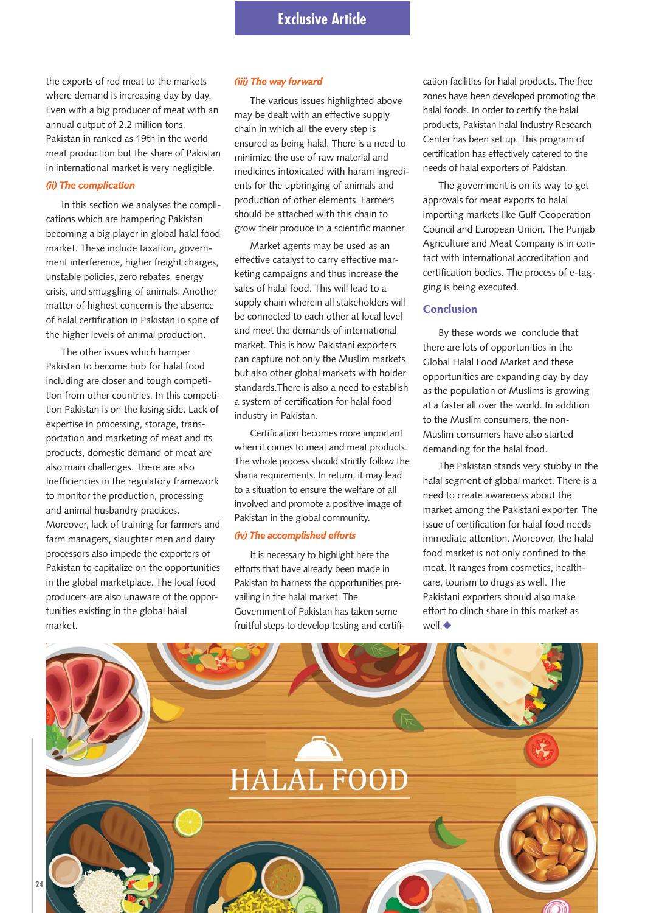the exports of red meat to the markets where demand is increasing day by day. Even with a big producer of meat with an annual output of 2.2 million tons. Pakistan in ranked as 19th in the world meat production but the share of Pakistan in international market is very negligible.

### (ii) The complication

In this section we analyses the complications which are hampering Pakistan becoming a big player in global halal food market. These include taxation, government interference, higher freight charges, unstable policies, zero rebates, energy crisis, and smuggling of animals. Another matter of highest concern is the absence of halal certification in Pakistan in spite of the higher levels of animal production.

The other issues which hamper Pakistan to become hub for halal food including are closer and tough competition from other countries. In this competition Pakistan is on the losing side. Lack of expertise in processing, storage, transportation and marketing of meat and its products, domestic demand of meat are also main challenges. There are also Inefficiencies in the regulatory framework to monitor the production, processing and animal husbandry practices. Moreover, lack of training for farmers and farm managers, slaughter men and dairy processors also impede the exporters of Pakistan to capitalize on the opportunities in the global marketplace. The local food producers are also unaware of the opportunities existing in the global halal market.

### (iii) The way forward

The various issues highlighted above may be dealt with an effective supply chain in which all the every step is ensured as being halal. There is a need to minimize the use of raw material and medicines intoxicated with haram ingredients for the upbringing of animals and production of other elements. Farmers should be attached with this chain to grow their produce in a scientific manner.

Market agents may be used as an effective catalyst to carry effective marketing campaigns and thus increase the sales of halal food. This will lead to a supply chain wherein all stakeholders will be connected to each other at local level and meet the demands of international market. This is how Pakistani exporters can capture not only the Muslim markets but also other global markets with holder standards.There is also a need to establish a system of certification for halal food industry in Pakistan.

Certification becomes more important when it comes to meat and meat products. The whole process should strictly follow the sharia requirements. In return, it may lead to a situation to ensure the welfare of all involved and promote a positive image of Pakistan in the global community.

### (iv) The accomplished efforts

It is necessary to highlight here the efforts that have already been made in Pakistan to harness the opportunities prevailing in the halal market. The Government of Pakistan has taken some fruitful steps to develop testing and certification facilities for halal products. The free zones have been developed promoting the halal foods. In order to certify the halal products, Pakistan halal Industry Research Center has been set up. This program of certification has effectively catered to the needs of halal exporters of Pakistan.

The government is on its way to get approvals for meat exports to halal importing markets like Gulf Cooperation Council and European Union. The Punjab Agriculture and Meat Company is in contact with international accreditation and certification bodies. The process of e-tagging is being executed.

## Conclusion

By these words we conclude that there are lots of opportunities in the Global Halal Food Market and these opportunities are expanding day by day as the population of Muslims is growing at a faster all over the world. In addition to the Muslim consumers, the non-Muslim consumers have also started demanding for the halal food.

The Pakistan stands very stubby in the halal segment of global market. There is a need to create awareness about the market among the Pakistani exporter. The issue of certification for halal food needs immediate attention. Moreover, the halal food market is not only confined to the meat. It ranges from cosmetics, healthcare, tourism to drugs as well. The Pakistani exporters should also make effort to clinch share in this market as well.◆

HALAL FOOD